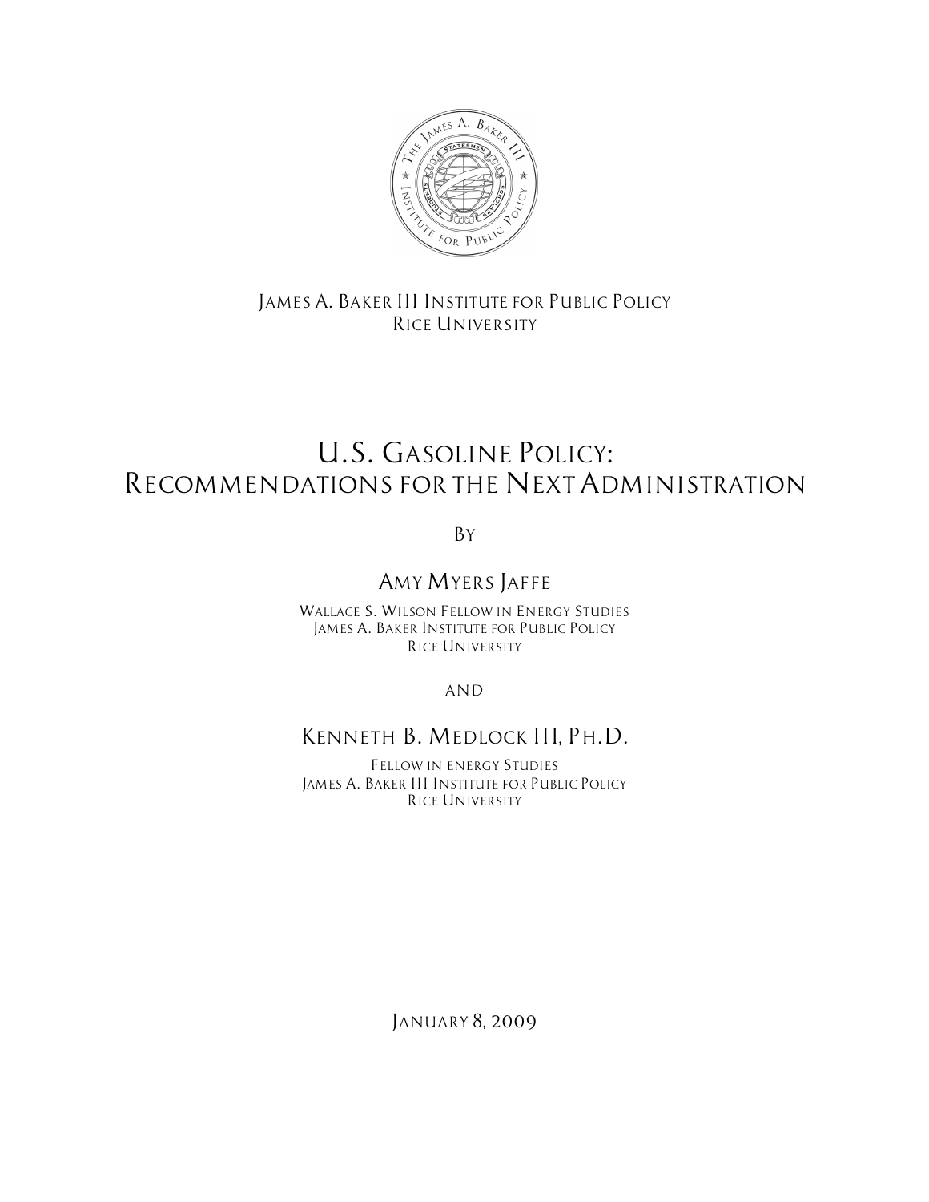James A. Baker III Institute for Public Policy
Rice University

# U.S. Gasoline Policy: Recommendations for the Next Administration

By

## Amy Myers Jaffe

Wallace S. Wilson Fellow in Energy Studies
James A. Baker Institute for Public Policy
Rice University

and

## Kenneth B. Medlock III, Ph.D.

Fellow in energy Studies
James A. Baker III Institute for Public Policy
Rice University

January 8, 2009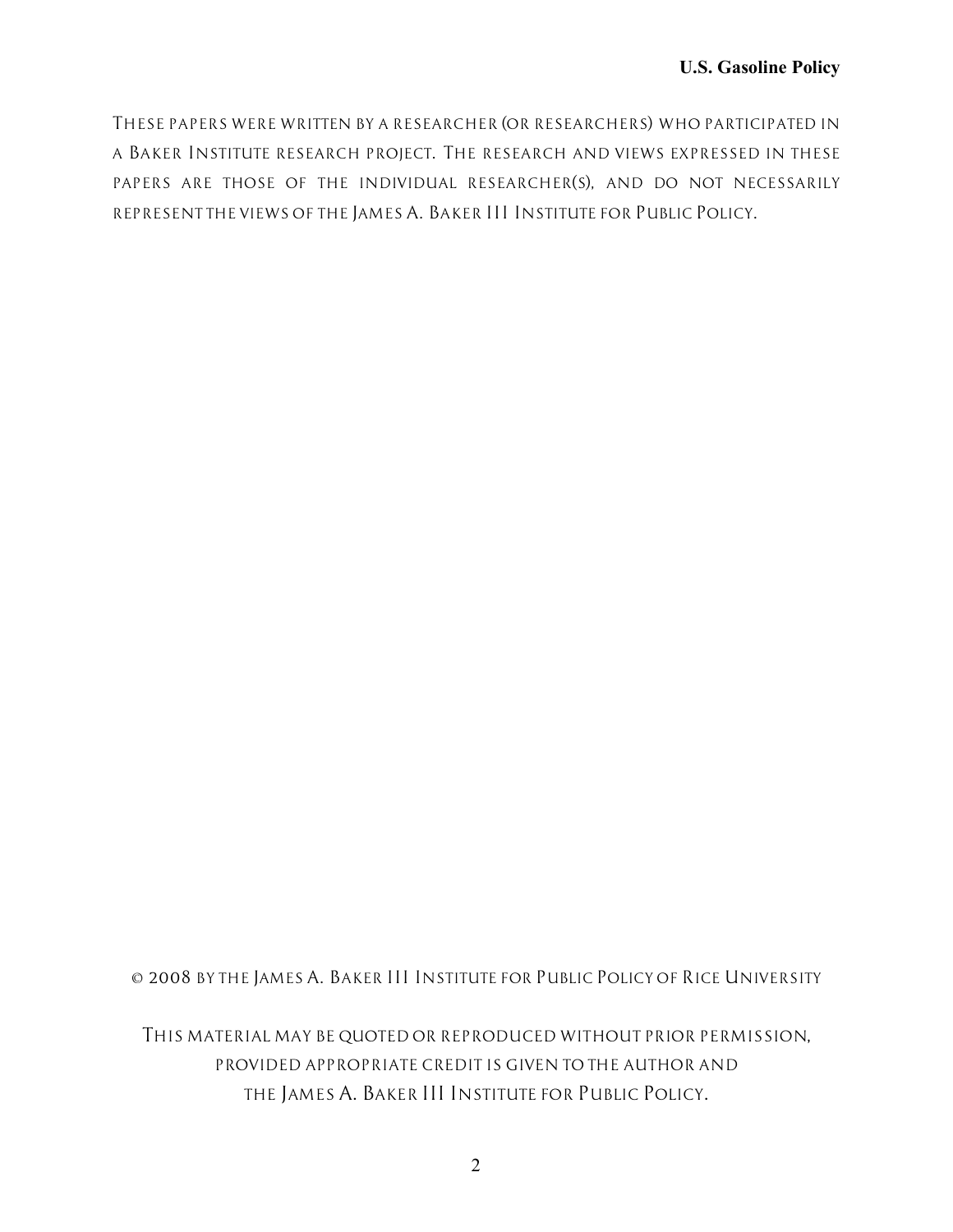These papers were written by a researcher (or researchers) who participated in a Baker Institute research project. The research and views expressed in these papers are those of the individual researcher(s), and do not necessarily represent the views of the James A. Baker III Institute for Public Policy.

© 2008 by the James A. Baker III Institute for Public Policy of Rice University

This material may be quoted or reproduced without prior permission, provided appropriate credit is given to the author and the James A. Baker III Institute for Public Policy.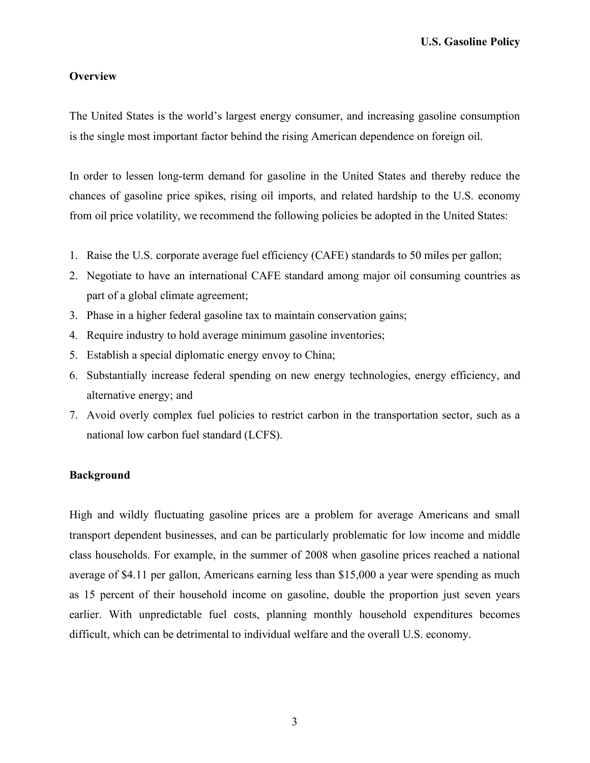## Overview

The United States is the world's largest energy consumer, and increasing gasoline consumption is the single most important factor behind the rising American dependence on foreign oil.

In order to lessen long-term demand for gasoline in the United States and thereby reduce the chances of gasoline price spikes, rising oil imports, and related hardship to the U.S. economy from oil price volatility, we recommend the following policies be adopted in the United States:

1. Raise the U.S. corporate average fuel efficiency (CAFE) standards to 50 miles per gallon;
2. Negotiate to have an international CAFE standard among major oil consuming countries as part of a global climate agreement;
3. Phase in a higher federal gasoline tax to maintain conservation gains;
4. Require industry to hold average minimum gasoline inventories;
5. Establish a special diplomatic energy envoy to China;
6. Substantially increase federal spending on new energy technologies, energy efficiency, and alternative energy; and
7. Avoid overly complex fuel policies to restrict carbon in the transportation sector, such as a national low carbon fuel standard (LCFS).

## Background

High and wildly fluctuating gasoline prices are a problem for average Americans and small transport dependent businesses, and can be particularly problematic for low income and middle class households. For example, in the summer of 2008 when gasoline prices reached a national average of $4.11 per gallon, Americans earning less than $15,000 a year were spending as much as 15 percent of their household income on gasoline, double the proportion just seven years earlier. With unpredictable fuel costs, planning monthly household expenditures becomes difficult, which can be detrimental to individual welfare and the overall U.S. economy.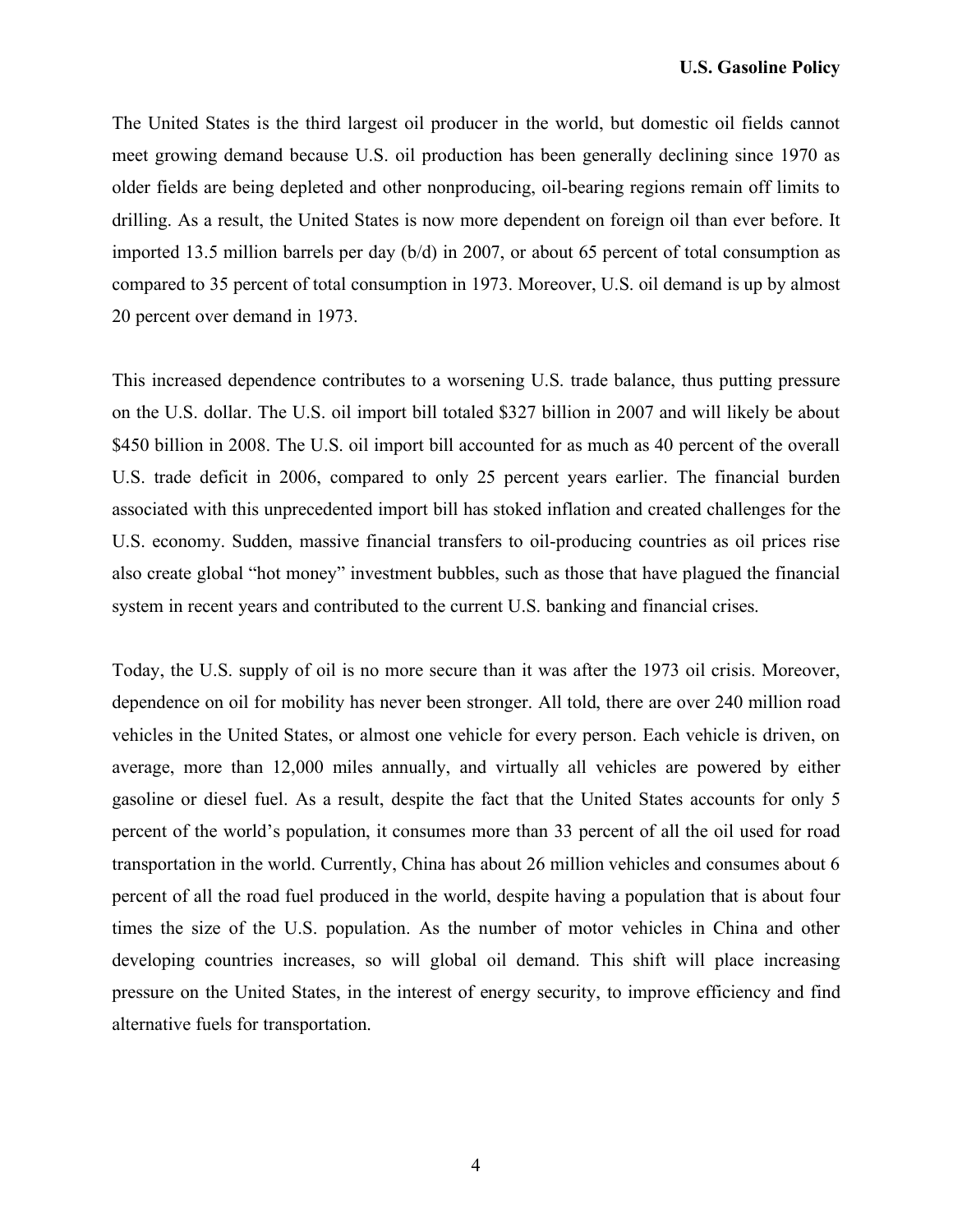The United States is the third largest oil producer in the world, but domestic oil fields cannot meet growing demand because U.S. oil production has been generally declining since 1970 as older fields are being depleted and other nonproducing, oil-bearing regions remain off limits to drilling. As a result, the United States is now more dependent on foreign oil than ever before. It imported 13.5 million barrels per day (b/d) in 2007, or about 65 percent of total consumption as compared to 35 percent of total consumption in 1973. Moreover, U.S. oil demand is up by almost 20 percent over demand in 1973.

This increased dependence contributes to a worsening U.S. trade balance, thus putting pressure on the U.S. dollar. The U.S. oil import bill totaled $327 billion in 2007 and will likely be about $450 billion in 2008. The U.S. oil import bill accounted for as much as 40 percent of the overall U.S. trade deficit in 2006, compared to only 25 percent years earlier. The financial burden associated with this unprecedented import bill has stoked inflation and created challenges for the U.S. economy. Sudden, massive financial transfers to oil-producing countries as oil prices rise also create global "hot money" investment bubbles, such as those that have plagued the financial system in recent years and contributed to the current U.S. banking and financial crises.

Today, the U.S. supply of oil is no more secure than it was after the 1973 oil crisis. Moreover, dependence on oil for mobility has never been stronger. All told, there are over 240 million road vehicles in the United States, or almost one vehicle for every person. Each vehicle is driven, on average, more than 12,000 miles annually, and virtually all vehicles are powered by either gasoline or diesel fuel. As a result, despite the fact that the United States accounts for only 5 percent of the world's population, it consumes more than 33 percent of all the oil used for road transportation in the world. Currently, China has about 26 million vehicles and consumes about 6 percent of all the road fuel produced in the world, despite having a population that is about four times the size of the U.S. population. As the number of motor vehicles in China and other developing countries increases, so will global oil demand. This shift will place increasing pressure on the United States, in the interest of energy security, to improve efficiency and find alternative fuels for transportation.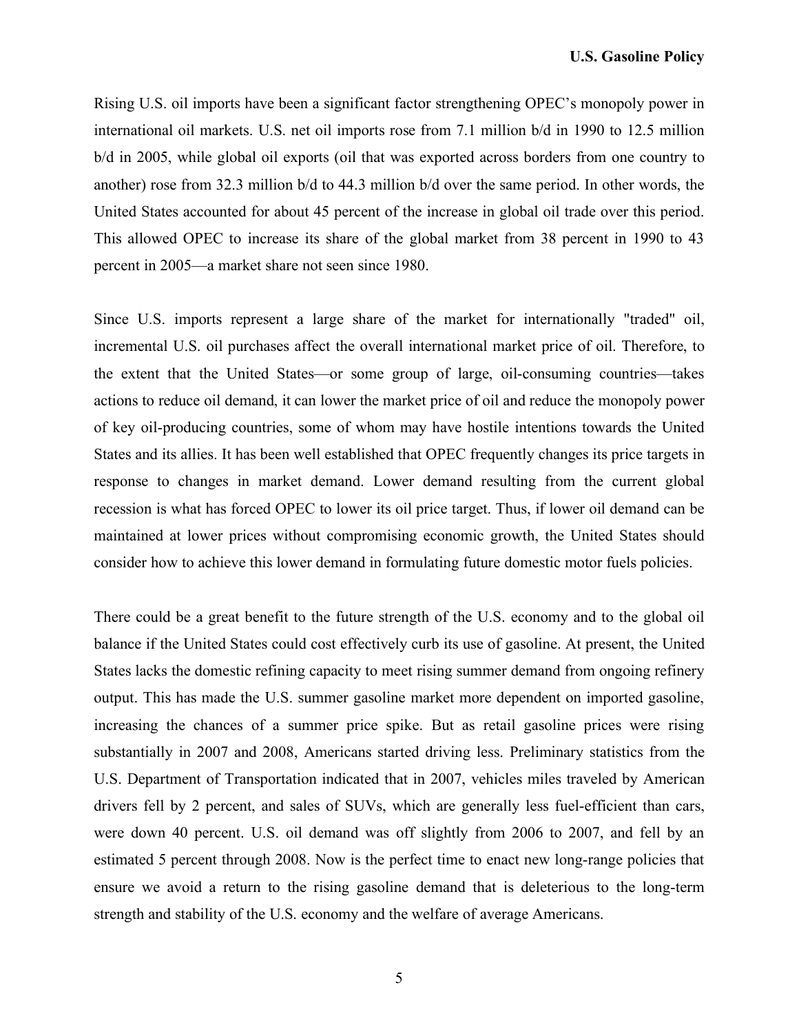Rising U.S. oil imports have been a significant factor strengthening OPEC's monopoly power in international oil markets. U.S. net oil imports rose from 7.1 million b/d in 1990 to 12.5 million b/d in 2005, while global oil exports (oil that was exported across borders from one country to another) rose from 32.3 million b/d to 44.3 million b/d over the same period. In other words, the United States accounted for about 45 percent of the increase in global oil trade over this period. This allowed OPEC to increase its share of the global market from 38 percent in 1990 to 43 percent in 2005—a market share not seen since 1980.

Since U.S. imports represent a large share of the market for internationally "traded" oil, incremental U.S. oil purchases affect the overall international market price of oil. Therefore, to the extent that the United States—or some group of large, oil-consuming countries—takes actions to reduce oil demand, it can lower the market price of oil and reduce the monopoly power of key oil-producing countries, some of whom may have hostile intentions towards the United States and its allies. It has been well established that OPEC frequently changes its price targets in response to changes in market demand. Lower demand resulting from the current global recession is what has forced OPEC to lower its oil price target. Thus, if lower oil demand can be maintained at lower prices without compromising economic growth, the United States should consider how to achieve this lower demand in formulating future domestic motor fuels policies.

There could be a great benefit to the future strength of the U.S. economy and to the global oil balance if the United States could cost effectively curb its use of gasoline. At present, the United States lacks the domestic refining capacity to meet rising summer demand from ongoing refinery output. This has made the U.S. summer gasoline market more dependent on imported gasoline, increasing the chances of a summer price spike. But as retail gasoline prices were rising substantially in 2007 and 2008, Americans started driving less. Preliminary statistics from the U.S. Department of Transportation indicated that in 2007, vehicles miles traveled by American drivers fell by 2 percent, and sales of SUVs, which are generally less fuel-efficient than cars, were down 40 percent. U.S. oil demand was off slightly from 2006 to 2007, and fell by an estimated 5 percent through 2008. Now is the perfect time to enact new long-range policies that ensure we avoid a return to the rising gasoline demand that is deleterious to the long-term strength and stability of the U.S. economy and the welfare of average Americans.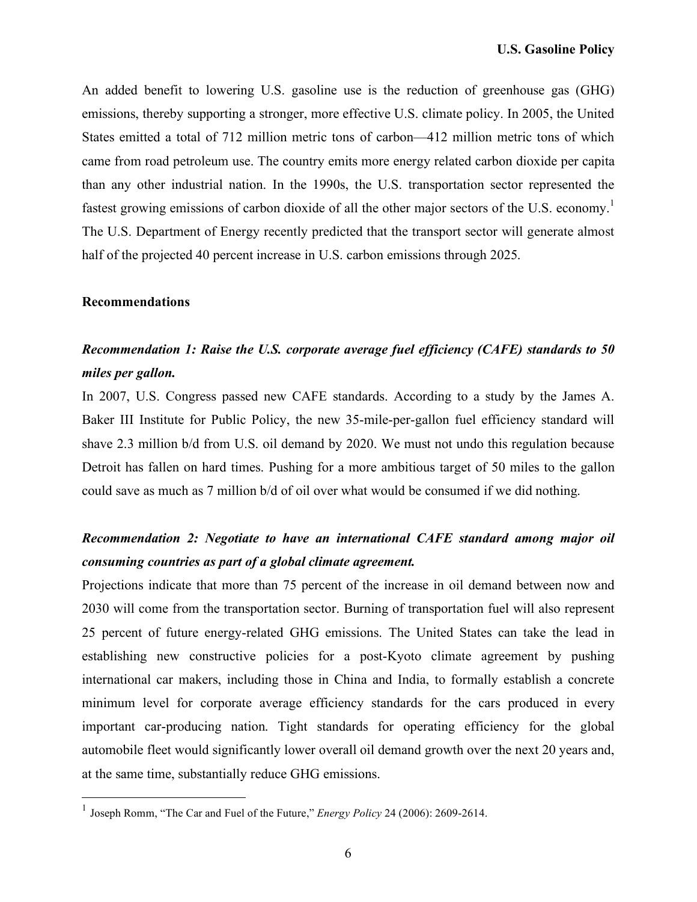An added benefit to lowering U.S. gasoline use is the reduction of greenhouse gas (GHG) emissions, thereby supporting a stronger, more effective U.S. climate policy. In 2005, the United States emitted a total of 712 million metric tons of carbon—412 million metric tons of which came from road petroleum use. The country emits more energy related carbon dioxide per capita than any other industrial nation. In the 1990s, the U.S. transportation sector represented the fastest growing emissions of carbon dioxide of all the other major sectors of the U.S. economy.[1] The U.S. Department of Energy recently predicted that the transport sector will generate almost half of the projected 40 percent increase in U.S. carbon emissions through 2025.

## Recommendations

### *Recommendation 1: Raise the U.S. corporate average fuel efficiency (CAFE) standards to 50 miles per gallon.*

In 2007, U.S. Congress passed new CAFE standards. According to a study by the James A. Baker III Institute for Public Policy, the new 35-mile-per-gallon fuel efficiency standard will shave 2.3 million b/d from U.S. oil demand by 2020. We must not undo this regulation because Detroit has fallen on hard times. Pushing for a more ambitious target of 50 miles to the gallon could save as much as 7 million b/d of oil over what would be consumed if we did nothing.

### *Recommendation 2: Negotiate to have an international CAFE standard among major oil consuming countries as part of a global climate agreement.*

Projections indicate that more than 75 percent of the increase in oil demand between now and 2030 will come from the transportation sector. Burning of transportation fuel will also represent 25 percent of future energy-related GHG emissions. The United States can take the lead in establishing new constructive policies for a post-Kyoto climate agreement by pushing international car makers, including those in China and India, to formally establish a concrete minimum level for corporate average efficiency standards for the cars produced in every important car-producing nation. Tight standards for operating efficiency for the global automobile fleet would significantly lower overall oil demand growth over the next 20 years and, at the same time, substantially reduce GHG emissions.

---

[1] Joseph Romm, "The Car and Fuel of the Future," *Energy Policy* 24 (2006): 2609-2614.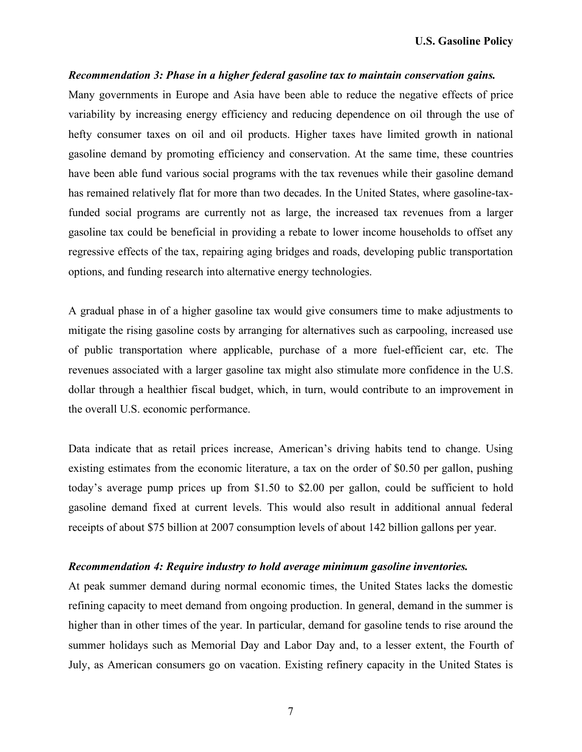***Recommendation 3: Phase in a higher federal gasoline tax to maintain conservation gains.***

Many governments in Europe and Asia have been able to reduce the negative effects of price variability by increasing energy efficiency and reducing dependence on oil through the use of hefty consumer taxes on oil and oil products. Higher taxes have limited growth in national gasoline demand by promoting efficiency and conservation. At the same time, these countries have been able fund various social programs with the tax revenues while their gasoline demand has remained relatively flat for more than two decades. In the United States, where gasoline-tax-funded social programs are currently not as large, the increased tax revenues from a larger gasoline tax could be beneficial in providing a rebate to lower income households to offset any regressive effects of the tax, repairing aging bridges and roads, developing public transportation options, and funding research into alternative energy technologies.

A gradual phase in of a higher gasoline tax would give consumers time to make adjustments to mitigate the rising gasoline costs by arranging for alternatives such as carpooling, increased use of public transportation where applicable, purchase of a more fuel-efficient car, etc. The revenues associated with a larger gasoline tax might also stimulate more confidence in the U.S. dollar through a healthier fiscal budget, which, in turn, would contribute to an improvement in the overall U.S. economic performance.

Data indicate that as retail prices increase, American's driving habits tend to change. Using existing estimates from the economic literature, a tax on the order of $0.50 per gallon, pushing today's average pump prices up from $1.50 to $2.00 per gallon, could be sufficient to hold gasoline demand fixed at current levels. This would also result in additional annual federal receipts of about $75 billion at 2007 consumption levels of about 142 billion gallons per year.

***Recommendation 4: Require industry to hold average minimum gasoline inventories.***

At peak summer demand during normal economic times, the United States lacks the domestic refining capacity to meet demand from ongoing production. In general, demand in the summer is higher than in other times of the year. In particular, demand for gasoline tends to rise around the summer holidays such as Memorial Day and Labor Day and, to a lesser extent, the Fourth of July, as American consumers go on vacation. Existing refinery capacity in the United States is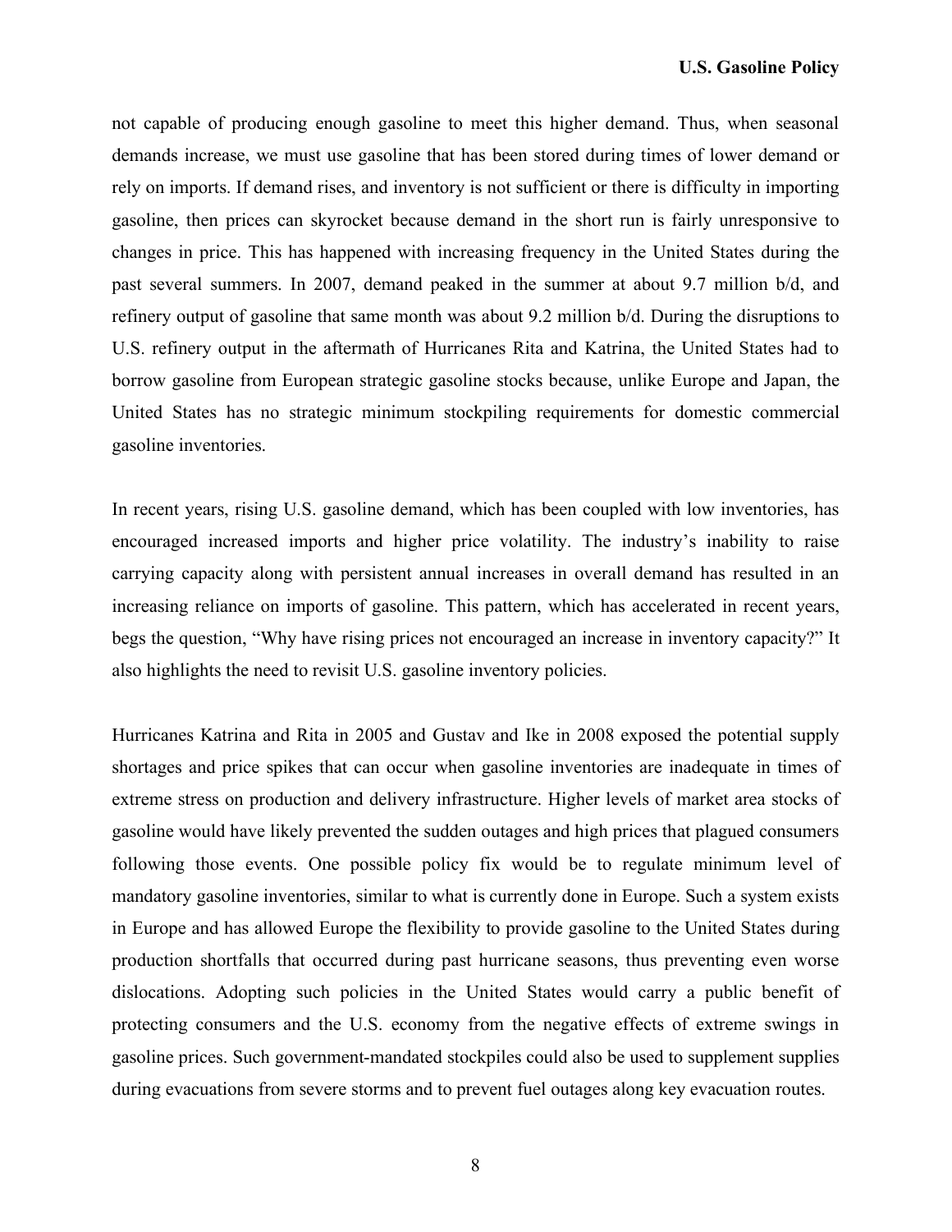not capable of producing enough gasoline to meet this higher demand. Thus, when seasonal demands increase, we must use gasoline that has been stored during times of lower demand or rely on imports. If demand rises, and inventory is not sufficient or there is difficulty in importing gasoline, then prices can skyrocket because demand in the short run is fairly unresponsive to changes in price. This has happened with increasing frequency in the United States during the past several summers. In 2007, demand peaked in the summer at about 9.7 million b/d, and refinery output of gasoline that same month was about 9.2 million b/d. During the disruptions to U.S. refinery output in the aftermath of Hurricanes Rita and Katrina, the United States had to borrow gasoline from European strategic gasoline stocks because, unlike Europe and Japan, the United States has no strategic minimum stockpiling requirements for domestic commercial gasoline inventories.

In recent years, rising U.S. gasoline demand, which has been coupled with low inventories, has encouraged increased imports and higher price volatility. The industry's inability to raise carrying capacity along with persistent annual increases in overall demand has resulted in an increasing reliance on imports of gasoline. This pattern, which has accelerated in recent years, begs the question, "Why have rising prices not encouraged an increase in inventory capacity?" It also highlights the need to revisit U.S. gasoline inventory policies.

Hurricanes Katrina and Rita in 2005 and Gustav and Ike in 2008 exposed the potential supply shortages and price spikes that can occur when gasoline inventories are inadequate in times of extreme stress on production and delivery infrastructure. Higher levels of market area stocks of gasoline would have likely prevented the sudden outages and high prices that plagued consumers following those events. One possible policy fix would be to regulate minimum level of mandatory gasoline inventories, similar to what is currently done in Europe. Such a system exists in Europe and has allowed Europe the flexibility to provide gasoline to the United States during production shortfalls that occurred during past hurricane seasons, thus preventing even worse dislocations. Adopting such policies in the United States would carry a public benefit of protecting consumers and the U.S. economy from the negative effects of extreme swings in gasoline prices. Such government-mandated stockpiles could also be used to supplement supplies during evacuations from severe storms and to prevent fuel outages along key evacuation routes.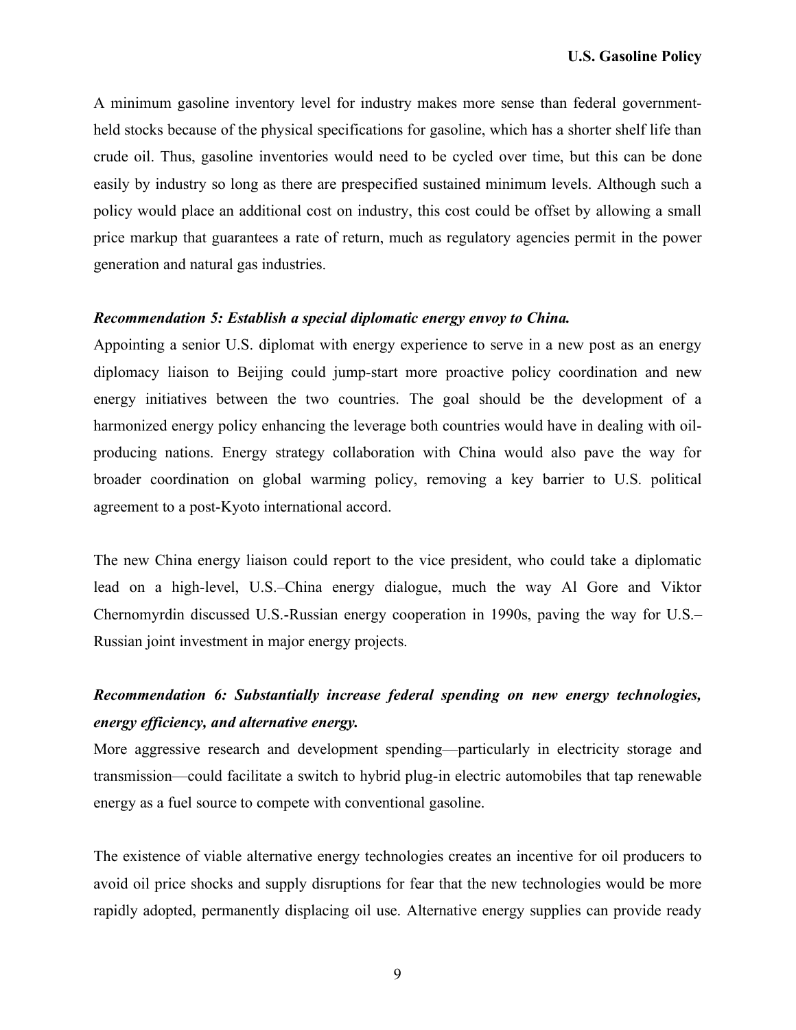A minimum gasoline inventory level for industry makes more sense than federal government-held stocks because of the physical specifications for gasoline, which has a shorter shelf life than crude oil. Thus, gasoline inventories would need to be cycled over time, but this can be done easily by industry so long as there are prespecified sustained minimum levels. Although such a policy would place an additional cost on industry, this cost could be offset by allowing a small price markup that guarantees a rate of return, much as regulatory agencies permit in the power generation and natural gas industries.

***Recommendation 5: Establish a special diplomatic energy envoy to China.***

Appointing a senior U.S. diplomat with energy experience to serve in a new post as an energy diplomacy liaison to Beijing could jump-start more proactive policy coordination and new energy initiatives between the two countries. The goal should be the development of a harmonized energy policy enhancing the leverage both countries would have in dealing with oil-producing nations. Energy strategy collaboration with China would also pave the way for broader coordination on global warming policy, removing a key barrier to U.S. political agreement to a post-Kyoto international accord.

The new China energy liaison could report to the vice president, who could take a diplomatic lead on a high-level, U.S.–China energy dialogue, much the way Al Gore and Viktor Chernomyrdin discussed U.S.-Russian energy cooperation in 1990s, paving the way for U.S.–Russian joint investment in major energy projects.

***Recommendation 6: Substantially increase federal spending on new energy technologies, energy efficiency, and alternative energy.***

More aggressive research and development spending—particularly in electricity storage and transmission—could facilitate a switch to hybrid plug-in electric automobiles that tap renewable energy as a fuel source to compete with conventional gasoline.

The existence of viable alternative energy technologies creates an incentive for oil producers to avoid oil price shocks and supply disruptions for fear that the new technologies would be more rapidly adopted, permanently displacing oil use. Alternative energy supplies can provide ready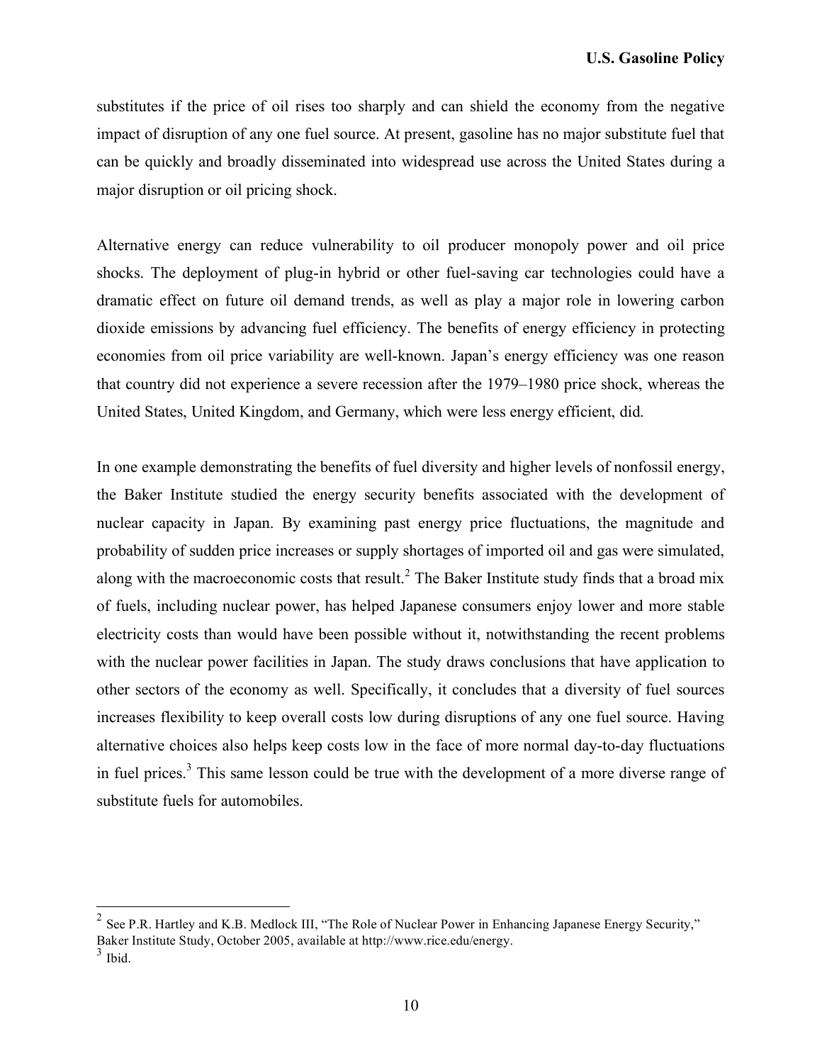substitutes if the price of oil rises too sharply and can shield the economy from the negative impact of disruption of any one fuel source. At present, gasoline has no major substitute fuel that can be quickly and broadly disseminated into widespread use across the United States during a major disruption or oil pricing shock.

Alternative energy can reduce vulnerability to oil producer monopoly power and oil price shocks. The deployment of plug-in hybrid or other fuel-saving car technologies could have a dramatic effect on future oil demand trends, as well as play a major role in lowering carbon dioxide emissions by advancing fuel efficiency. The benefits of energy efficiency in protecting economies from oil price variability are well-known. Japan's energy efficiency was one reason that country did not experience a severe recession after the 1979–1980 price shock, whereas the United States, United Kingdom, and Germany, which were less energy efficient, did.

In one example demonstrating the benefits of fuel diversity and higher levels of nonfossil energy, the Baker Institute studied the energy security benefits associated with the development of nuclear capacity in Japan. By examining past energy price fluctuations, the magnitude and probability of sudden price increases or supply shortages of imported oil and gas were simulated, along with the macroeconomic costs that result.[2] The Baker Institute study finds that a broad mix of fuels, including nuclear power, has helped Japanese consumers enjoy lower and more stable electricity costs than would have been possible without it, notwithstanding the recent problems with the nuclear power facilities in Japan. The study draws conclusions that have application to other sectors of the economy as well. Specifically, it concludes that a diversity of fuel sources increases flexibility to keep overall costs low during disruptions of any one fuel source. Having alternative choices also helps keep costs low in the face of more normal day-to-day fluctuations in fuel prices.[3] This same lesson could be true with the development of a more diverse range of substitute fuels for automobiles.

---

[2] See P.R. Hartley and K.B. Medlock III, "The Role of Nuclear Power in Enhancing Japanese Energy Security," Baker Institute Study, October 2005, available at http://www.rice.edu/energy.

[3] Ibid.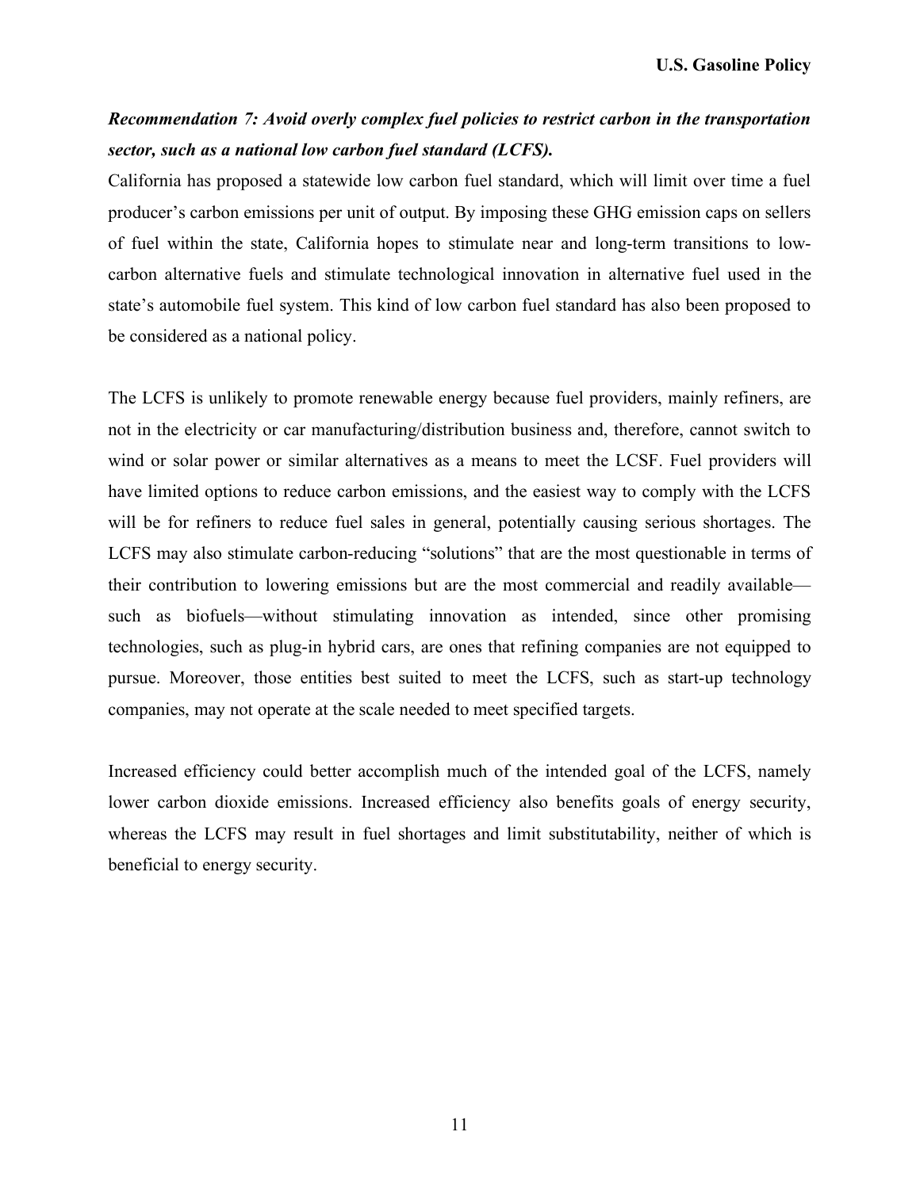***Recommendation 7: Avoid overly complex fuel policies to restrict carbon in the transportation sector, such as a national low carbon fuel standard (LCFS).***

California has proposed a statewide low carbon fuel standard, which will limit over time a fuel producer's carbon emissions per unit of output. By imposing these GHG emission caps on sellers of fuel within the state, California hopes to stimulate near and long-term transitions to low-carbon alternative fuels and stimulate technological innovation in alternative fuel used in the state's automobile fuel system. This kind of low carbon fuel standard has also been proposed to be considered as a national policy.

The LCFS is unlikely to promote renewable energy because fuel providers, mainly refiners, are not in the electricity or car manufacturing/distribution business and, therefore, cannot switch to wind or solar power or similar alternatives as a means to meet the LCSF. Fuel providers will have limited options to reduce carbon emissions, and the easiest way to comply with the LCFS will be for refiners to reduce fuel sales in general, potentially causing serious shortages. The LCFS may also stimulate carbon-reducing "solutions" that are the most questionable in terms of their contribution to lowering emissions but are the most commercial and readily available—such as biofuels—without stimulating innovation as intended, since other promising technologies, such as plug-in hybrid cars, are ones that refining companies are not equipped to pursue. Moreover, those entities best suited to meet the LCFS, such as start-up technology companies, may not operate at the scale needed to meet specified targets.

Increased efficiency could better accomplish much of the intended goal of the LCFS, namely lower carbon dioxide emissions. Increased efficiency also benefits goals of energy security, whereas the LCFS may result in fuel shortages and limit substitutability, neither of which is beneficial to energy security.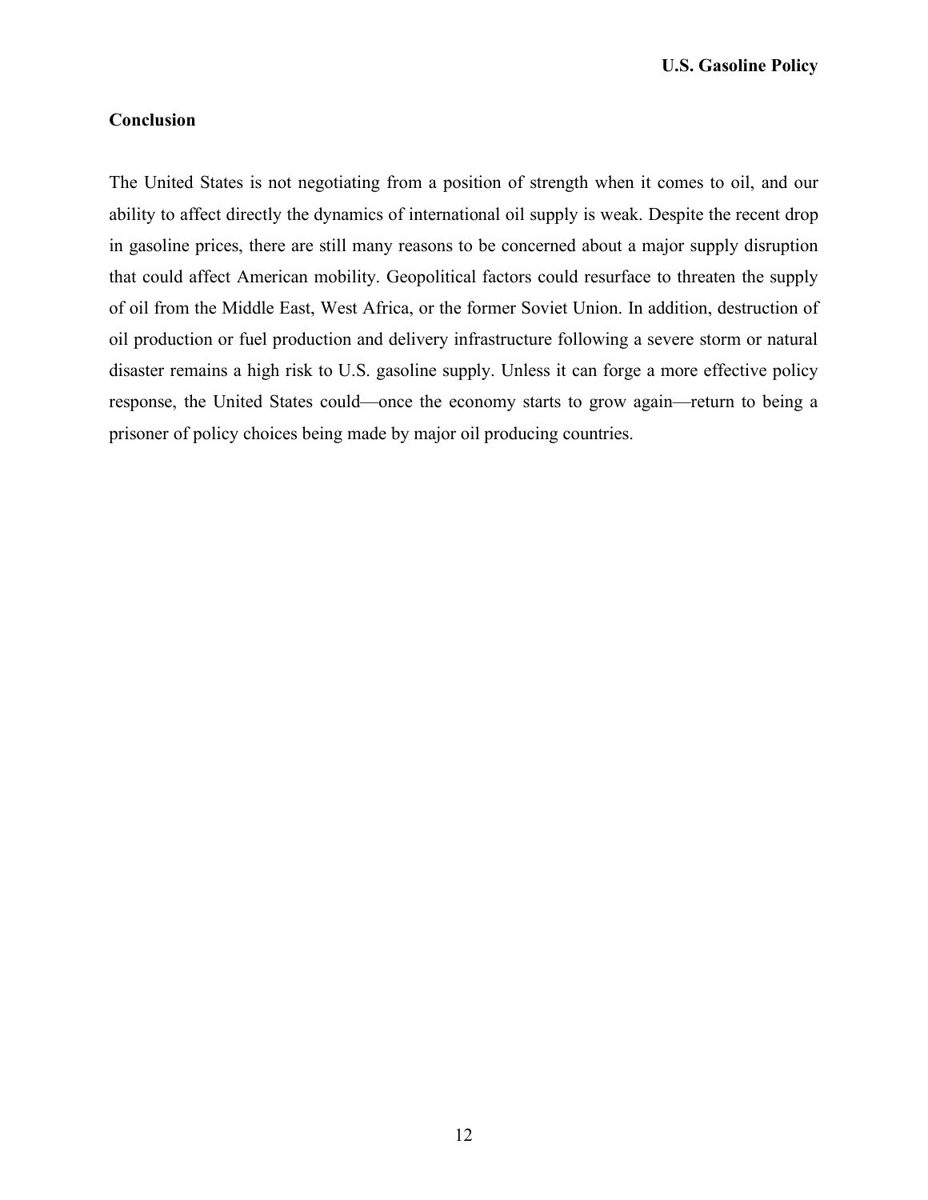## Conclusion

The United States is not negotiating from a position of strength when it comes to oil, and our ability to affect directly the dynamics of international oil supply is weak. Despite the recent drop in gasoline prices, there are still many reasons to be concerned about a major supply disruption that could affect American mobility. Geopolitical factors could resurface to threaten the supply of oil from the Middle East, West Africa, or the former Soviet Union. In addition, destruction of oil production or fuel production and delivery infrastructure following a severe storm or natural disaster remains a high risk to U.S. gasoline supply. Unless it can forge a more effective policy response, the United States could—once the economy starts to grow again—return to being a prisoner of policy choices being made by major oil producing countries.